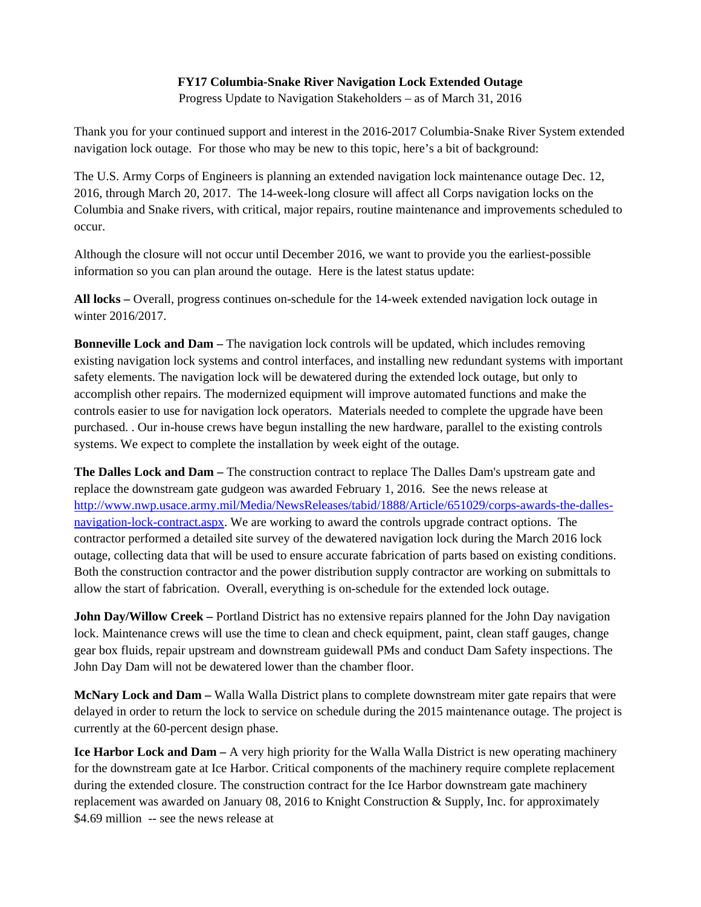**FY17 Columbia-Snake River Navigation Lock Extended Outage**

Progress Update to Navigation Stakeholders – as of March 31, 2016

Thank you for your continued support and interest in the 2016-2017 Columbia-Snake River System extended navigation lock outage. For those who may be new to this topic, here's a bit of background:

The U.S. Army Corps of Engineers is planning an extended navigation lock maintenance outage Dec. 12, 2016, through March 20, 2017. The 14-week-long closure will affect all Corps navigation locks on the Columbia and Snake rivers, with critical, major repairs, routine maintenance and improvements scheduled to occur.

Although the closure will not occur until December 2016, we want to provide you the earliest-possible information so you can plan around the outage. Here is the latest status update:

**All locks –** Overall, progress continues on-schedule for the 14-week extended navigation lock outage in winter 2016/2017.

**Bonneville Lock and Dam –** The navigation lock controls will be updated, which includes removing existing navigation lock systems and control interfaces, and installing new redundant systems with important safety elements. The navigation lock will be dewatered during the extended lock outage, but only to accomplish other repairs. The modernized equipment will improve automated functions and make the controls easier to use for navigation lock operators. Materials needed to complete the upgrade have been purchased. . Our in-house crews have begun installing the new hardware, parallel to the existing controls systems. We expect to complete the installation by week eight of the outage.

**The Dalles Lock and Dam –** The construction contract to replace The Dalles Dam's upstream gate and replace the downstream gate gudgeon was awarded February 1, 2016. See the news release at [http://www.nwp.usace.army.mil/Media/NewsReleases/tabid/1888/Article/651029/corps-awards-the-dalles-navigation-lock-contract.aspx](http://www.nwp.usace.army.mil/Media/NewsReleases/tabid/1888/Article/651029/corps-awards-the-dalles-navigation-lock-contract.aspx). We are working to award the controls upgrade contract options. The contractor performed a detailed site survey of the dewatered navigation lock during the March 2016 lock outage, collecting data that will be used to ensure accurate fabrication of parts based on existing conditions. Both the construction contractor and the power distribution supply contractor are working on submittals to allow the start of fabrication. Overall, everything is on-schedule for the extended lock outage.

**John Day/Willow Creek –** Portland District has no extensive repairs planned for the John Day navigation lock. Maintenance crews will use the time to clean and check equipment, paint, clean staff gauges, change gear box fluids, repair upstream and downstream guidewall PMs and conduct Dam Safety inspections. The John Day Dam will not be dewatered lower than the chamber floor.

**McNary Lock and Dam –** Walla Walla District plans to complete downstream miter gate repairs that were delayed in order to return the lock to service on schedule during the 2015 maintenance outage. The project is currently at the 60-percent design phase.

**Ice Harbor Lock and Dam –** A very high priority for the Walla Walla District is new operating machinery for the downstream gate at Ice Harbor. Critical components of the machinery require complete replacement during the extended closure. The construction contract for the Ice Harbor downstream gate machinery replacement was awarded on January 08, 2016 to Knight Construction & Supply, Inc. for approximately $4.69 million -- see the news release at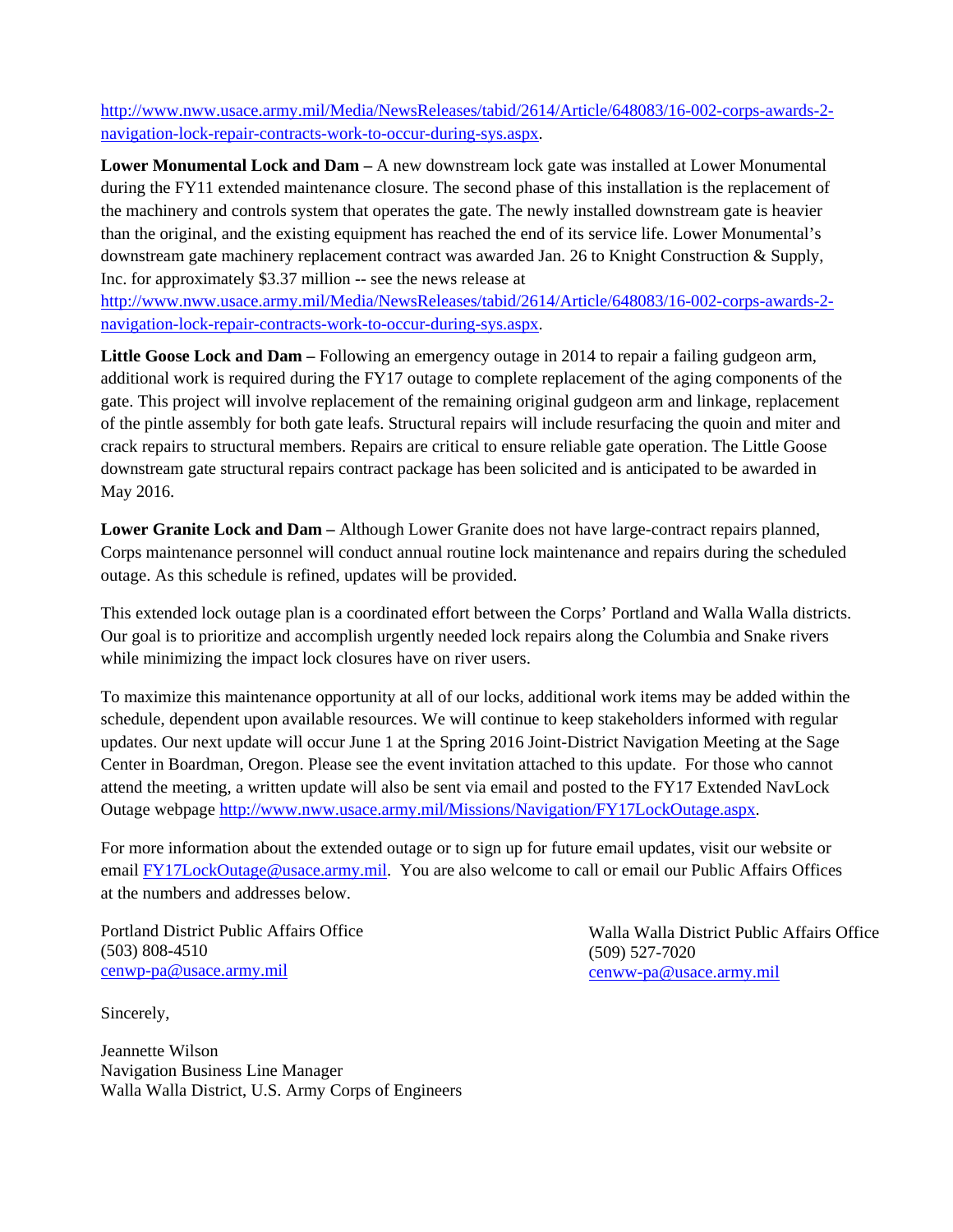http://www.nww.usace.army.mil/Media/NewsReleases/tabid/2614/Article/648083/16-002-corps-awards-2-navigation-lock-repair-contracts-work-to-occur-during-sys.aspx.

**Lower Monumental Lock and Dam –** A new downstream lock gate was installed at Lower Monumental during the FY11 extended maintenance closure. The second phase of this installation is the replacement of the machinery and controls system that operates the gate. The newly installed downstream gate is heavier than the original, and the existing equipment has reached the end of its service life. Lower Monumental's downstream gate machinery replacement contract was awarded Jan. 26 to Knight Construction & Supply, Inc. for approximately $3.37 million -- see the news release at http://www.nww.usace.army.mil/Media/NewsReleases/tabid/2614/Article/648083/16-002-corps-awards-2-navigation-lock-repair-contracts-work-to-occur-during-sys.aspx.

**Little Goose Lock and Dam –** Following an emergency outage in 2014 to repair a failing gudgeon arm, additional work is required during the FY17 outage to complete replacement of the aging components of the gate. This project will involve replacement of the remaining original gudgeon arm and linkage, replacement of the pintle assembly for both gate leafs. Structural repairs will include resurfacing the quoin and miter and crack repairs to structural members. Repairs are critical to ensure reliable gate operation. The Little Goose downstream gate structural repairs contract package has been solicited and is anticipated to be awarded in May 2016.

**Lower Granite Lock and Dam –** Although Lower Granite does not have large-contract repairs planned, Corps maintenance personnel will conduct annual routine lock maintenance and repairs during the scheduled outage. As this schedule is refined, updates will be provided.

This extended lock outage plan is a coordinated effort between the Corps' Portland and Walla Walla districts. Our goal is to prioritize and accomplish urgently needed lock repairs along the Columbia and Snake rivers while minimizing the impact lock closures have on river users.

To maximize this maintenance opportunity at all of our locks, additional work items may be added within the schedule, dependent upon available resources. We will continue to keep stakeholders informed with regular updates. Our next update will occur June 1 at the Spring 2016 Joint-District Navigation Meeting at the Sage Center in Boardman, Oregon. Please see the event invitation attached to this update. For those who cannot attend the meeting, a written update will also be sent via email and posted to the FY17 Extended NavLock Outage webpage http://www.nww.usace.army.mil/Missions/Navigation/FY17LockOutage.aspx.

For more information about the extended outage or to sign up for future email updates, visit our website or email FY17LockOutage@usace.army.mil. You are also welcome to call or email our Public Affairs Offices at the numbers and addresses below.

Portland District Public Affairs Office
(503) 808-4510
cenwp-pa@usace.army.mil

Walla Walla District Public Affairs Office
(509) 527-7020
cenww-pa@usace.army.mil

Sincerely,

Jeannette Wilson
Navigation Business Line Manager
Walla Walla District, U.S. Army Corps of Engineers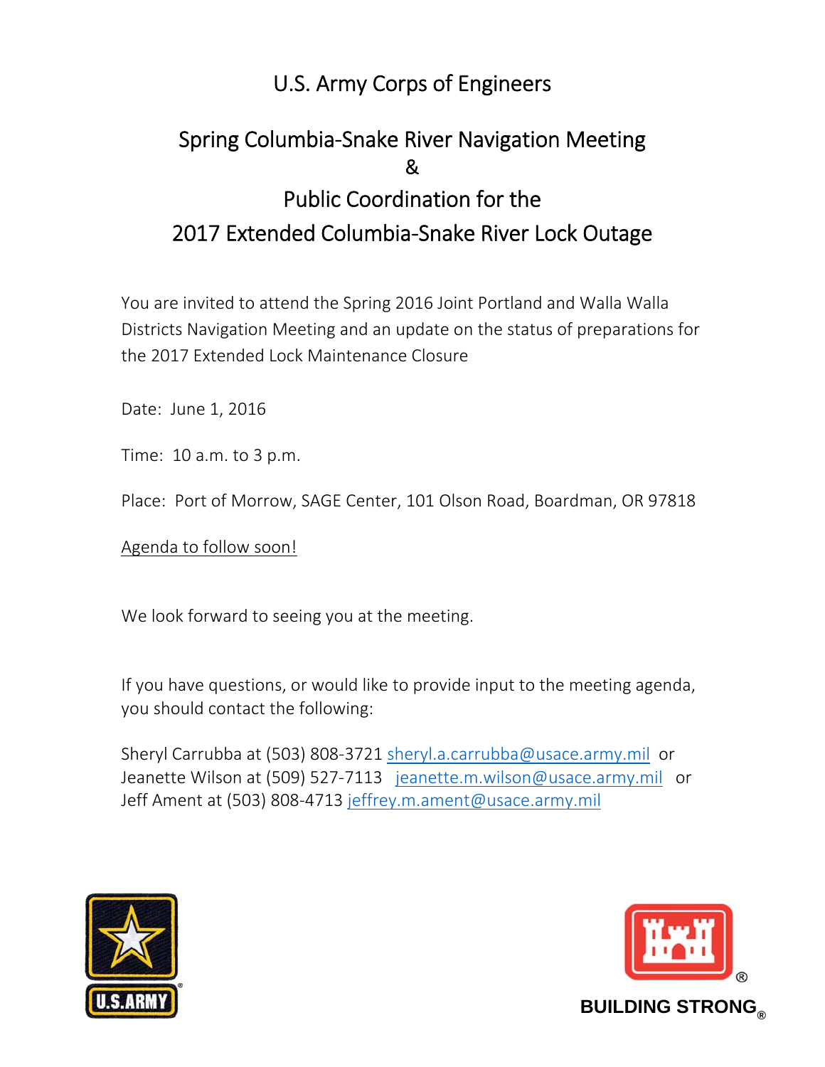# U.S. Army Corps of Engineers

## Spring Columbia-Snake River Navigation Meeting

## &

## Public Coordination for the

## 2017 Extended Columbia-Snake River Lock Outage

You are invited to attend the Spring 2016 Joint Portland and Walla Walla Districts Navigation Meeting and an update on the status of preparations for the 2017 Extended Lock Maintenance Closure

Date: June 1, 2016

Time: 10 a.m. to 3 p.m.

Place: Port of Morrow, SAGE Center, 101 Olson Road, Boardman, OR 97818

Agenda to follow soon!

We look forward to seeing you at the meeting.

If you have questions, or would like to provide input to the meeting agenda, you should contact the following:

Sheryl Carrubba at (503) 808-3721 sheryl.a.carrubba@usace.army.mil or
Jeanette Wilson at (509) 527-7113 jeanette.m.wilson@usace.army.mil or
Jeff Ament at (503) 808-4713 jeffrey.m.ament@usace.army.mil

U.S. ARMY

BUILDING STRONG®